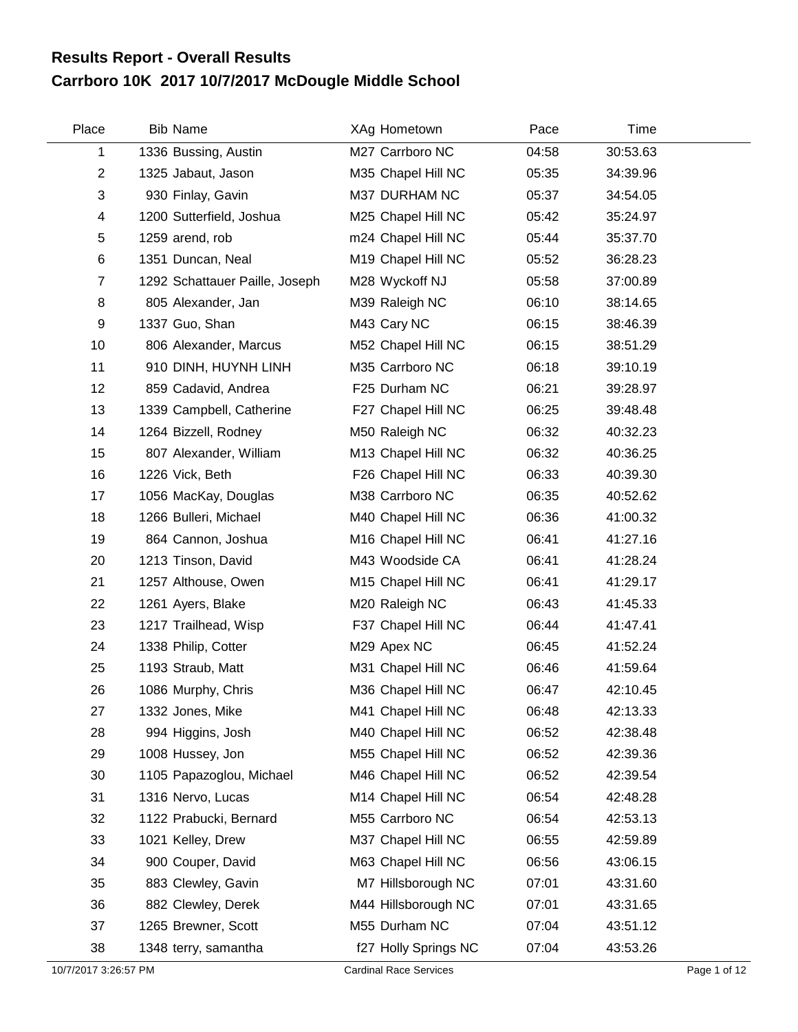# Results Report - Overall Results

## Carrboro 10K 2017 10/7/2017 McDougle Middle School

| Place | Bib | Name | XAg | Hometown | Pace | Time |
|---|---|---|---|---|---|---|
| 1 | 1336 | Bussing, Austin | M27 | Carrboro NC | 04:58 | 30:53.63 |
| 2 | 1325 | Jabaut, Jason | M35 | Chapel Hill NC | 05:35 | 34:39.96 |
| 3 | 930 | Finlay, Gavin | M37 | DURHAM NC | 05:37 | 34:54.05 |
| 4 | 1200 | Sutterfield, Joshua | M25 | Chapel Hill NC | 05:42 | 35:24.97 |
| 5 | 1259 | arend, rob | m24 | Chapel Hill NC | 05:44 | 35:37.70 |
| 6 | 1351 | Duncan, Neal | M19 | Chapel Hill NC | 05:52 | 36:28.23 |
| 7 | 1292 | Schattauer Paille, Joseph | M28 | Wyckoff NJ | 05:58 | 37:00.89 |
| 8 | 805 | Alexander, Jan | M39 | Raleigh NC | 06:10 | 38:14.65 |
| 9 | 1337 | Guo, Shan | M43 | Cary NC | 06:15 | 38:46.39 |
| 10 | 806 | Alexander, Marcus | M52 | Chapel Hill NC | 06:15 | 38:51.29 |
| 11 | 910 | DINH, HUYNH LINH | M35 | Carrboro NC | 06:18 | 39:10.19 |
| 12 | 859 | Cadavid, Andrea | F25 | Durham NC | 06:21 | 39:28.97 |
| 13 | 1339 | Campbell, Catherine | F27 | Chapel Hill NC | 06:25 | 39:48.48 |
| 14 | 1264 | Bizzell, Rodney | M50 | Raleigh NC | 06:32 | 40:32.23 |
| 15 | 807 | Alexander, William | M13 | Chapel Hill NC | 06:32 | 40:36.25 |
| 16 | 1226 | Vick, Beth | F26 | Chapel Hill NC | 06:33 | 40:39.30 |
| 17 | 1056 | MacKay, Douglas | M38 | Carrboro NC | 06:35 | 40:52.62 |
| 18 | 1266 | Bulleri, Michael | M40 | Chapel Hill NC | 06:36 | 41:00.32 |
| 19 | 864 | Cannon, Joshua | M16 | Chapel Hill NC | 06:41 | 41:27.16 |
| 20 | 1213 | Tinson, David | M43 | Woodside CA | 06:41 | 41:28.24 |
| 21 | 1257 | Althouse, Owen | M15 | Chapel Hill NC | 06:41 | 41:29.17 |
| 22 | 1261 | Ayers, Blake | M20 | Raleigh NC | 06:43 | 41:45.33 |
| 23 | 1217 | Trailhead, Wisp | F37 | Chapel Hill NC | 06:44 | 41:47.41 |
| 24 | 1338 | Philip, Cotter | M29 | Apex NC | 06:45 | 41:52.24 |
| 25 | 1193 | Straub, Matt | M31 | Chapel Hill NC | 06:46 | 41:59.64 |
| 26 | 1086 | Murphy, Chris | M36 | Chapel Hill NC | 06:47 | 42:10.45 |
| 27 | 1332 | Jones, Mike | M41 | Chapel Hill NC | 06:48 | 42:13.33 |
| 28 | 994 | Higgins, Josh | M40 | Chapel Hill NC | 06:52 | 42:38.48 |
| 29 | 1008 | Hussey, Jon | M55 | Chapel Hill NC | 06:52 | 42:39.36 |
| 30 | 1105 | Papazoglou, Michael | M46 | Chapel Hill NC | 06:52 | 42:39.54 |
| 31 | 1316 | Nervo, Lucas | M14 | Chapel Hill NC | 06:54 | 42:48.28 |
| 32 | 1122 | Prabucki, Bernard | M55 | Carrboro NC | 06:54 | 42:53.13 |
| 33 | 1021 | Kelley, Drew | M37 | Chapel Hill NC | 06:55 | 42:59.89 |
| 34 | 900 | Couper, David | M63 | Chapel Hill NC | 06:56 | 43:06.15 |
| 35 | 883 | Clewley, Gavin | M7 | Hillsborough NC | 07:01 | 43:31.60 |
| 36 | 882 | Clewley, Derek | M44 | Hillsborough NC | 07:01 | 43:31.65 |
| 37 | 1265 | Brewner, Scott | M55 | Durham NC | 07:04 | 43:51.12 |
| 38 | 1348 | terry, samantha | f27 | Holly Springs NC | 07:04 | 43:53.26 |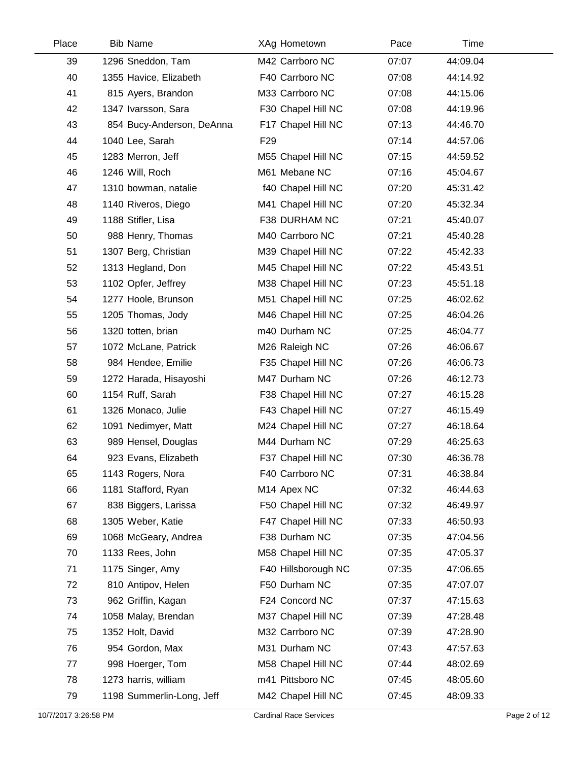| Place | Bib | Name | XAg | Hometown | Pace | Time |
|---|---|---|---|---|---|---|
| 39 | 1296 | Sneddon, Tam | M42 | Carrboro NC | 07:07 | 44:09.04 |
| 40 | 1355 | Havice, Elizabeth | F40 | Carrboro NC | 07:08 | 44:14.92 |
| 41 | 815 | Ayers, Brandon | M33 | Carrboro NC | 07:08 | 44:15.06 |
| 42 | 1347 | Ivarsson, Sara | F30 | Chapel Hill NC | 07:08 | 44:19.96 |
| 43 | 854 | Bucy-Anderson, DeAnna | F17 | Chapel Hill NC | 07:13 | 44:46.70 |
| 44 | 1040 | Lee, Sarah | F29 | | 07:14 | 44:57.06 |
| 45 | 1283 | Merron, Jeff | M55 | Chapel Hill NC | 07:15 | 44:59.52 |
| 46 | 1246 | Will, Roch | M61 | Mebane NC | 07:16 | 45:04.67 |
| 47 | 1310 | bowman, natalie | f40 | Chapel Hill NC | 07:20 | 45:31.42 |
| 48 | 1140 | Riveros, Diego | M41 | Chapel Hill NC | 07:20 | 45:32.34 |
| 49 | 1188 | Stifler, Lisa | F38 | DURHAM NC | 07:21 | 45:40.07 |
| 50 | 988 | Henry, Thomas | M40 | Carrboro NC | 07:21 | 45:40.28 |
| 51 | 1307 | Berg, Christian | M39 | Chapel Hill NC | 07:22 | 45:42.33 |
| 52 | 1313 | Hegland, Don | M45 | Chapel Hill NC | 07:22 | 45:43.51 |
| 53 | 1102 | Opfer, Jeffrey | M38 | Chapel Hill NC | 07:23 | 45:51.18 |
| 54 | 1277 | Hoole, Brunson | M51 | Chapel Hill NC | 07:25 | 46:02.62 |
| 55 | 1205 | Thomas, Jody | M46 | Chapel Hill NC | 07:25 | 46:04.26 |
| 56 | 1320 | totten, brian | m40 | Durham NC | 07:25 | 46:04.77 |
| 57 | 1072 | McLane, Patrick | M26 | Raleigh NC | 07:26 | 46:06.67 |
| 58 | 984 | Hendee, Emilie | F35 | Chapel Hill NC | 07:26 | 46:06.73 |
| 59 | 1272 | Harada, Hisayoshi | M47 | Durham NC | 07:26 | 46:12.73 |
| 60 | 1154 | Ruff, Sarah | F38 | Chapel Hill NC | 07:27 | 46:15.28 |
| 61 | 1326 | Monaco, Julie | F43 | Chapel Hill NC | 07:27 | 46:15.49 |
| 62 | 1091 | Nedimyer, Matt | M24 | Chapel Hill NC | 07:27 | 46:18.64 |
| 63 | 989 | Hensel, Douglas | M44 | Durham NC | 07:29 | 46:25.63 |
| 64 | 923 | Evans, Elizabeth | F37 | Chapel Hill NC | 07:30 | 46:36.78 |
| 65 | 1143 | Rogers, Nora | F40 | Carrboro NC | 07:31 | 46:38.84 |
| 66 | 1181 | Stafford, Ryan | M14 | Apex NC | 07:32 | 46:44.63 |
| 67 | 838 | Biggers, Larissa | F50 | Chapel Hill NC | 07:32 | 46:49.97 |
| 68 | 1305 | Weber, Katie | F47 | Chapel Hill NC | 07:33 | 46:50.93 |
| 69 | 1068 | McGeary, Andrea | F38 | Durham NC | 07:35 | 47:04.56 |
| 70 | 1133 | Rees, John | M58 | Chapel Hill NC | 07:35 | 47:05.37 |
| 71 | 1175 | Singer, Amy | F40 | Hillsborough NC | 07:35 | 47:06.65 |
| 72 | 810 | Antipov, Helen | F50 | Durham NC | 07:35 | 47:07.07 |
| 73 | 962 | Griffin, Kagan | F24 | Concord NC | 07:37 | 47:15.63 |
| 74 | 1058 | Malay, Brendan | M37 | Chapel Hill NC | 07:39 | 47:28.48 |
| 75 | 1352 | Holt, David | M32 | Carrboro NC | 07:39 | 47:28.90 |
| 76 | 954 | Gordon, Max | M31 | Durham NC | 07:43 | 47:57.63 |
| 77 | 998 | Hoerger, Tom | M58 | Chapel Hill NC | 07:44 | 48:02.69 |
| 78 | 1273 | harris, william | m41 | Pittsboro NC | 07:45 | 48:05.60 |
| 79 | 1198 | Summerlin-Long, Jeff | M42 | Chapel Hill NC | 07:45 | 48:09.33 |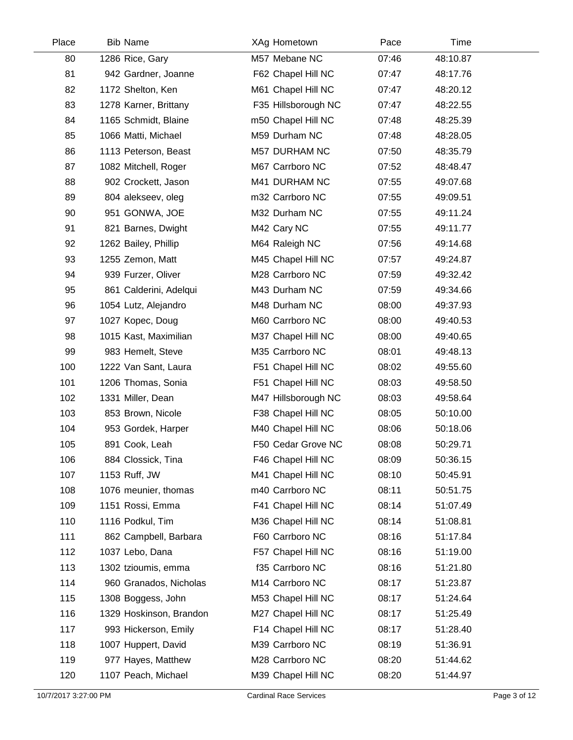| Place | Bib | Name | XAg | Hometown | Pace | Time |
|---|---|---|---|---|---|---|
| 80 | 1286 | Rice, Gary | M57 | Mebane NC | 07:46 | 48:10.87 |
| 81 | 942 | Gardner, Joanne | F62 | Chapel Hill NC | 07:47 | 48:17.76 |
| 82 | 1172 | Shelton, Ken | M61 | Chapel Hill NC | 07:47 | 48:20.12 |
| 83 | 1278 | Karner, Brittany | F35 | Hillsborough NC | 07:47 | 48:22.55 |
| 84 | 1165 | Schmidt, Blaine | m50 | Chapel Hill NC | 07:48 | 48:25.39 |
| 85 | 1066 | Matti, Michael | M59 | Durham NC | 07:48 | 48:28.05 |
| 86 | 1113 | Peterson, Beast | M57 | DURHAM NC | 07:50 | 48:35.79 |
| 87 | 1082 | Mitchell, Roger | M67 | Carrboro NC | 07:52 | 48:48.47 |
| 88 | 902 | Crockett, Jason | M41 | DURHAM NC | 07:55 | 49:07.68 |
| 89 | 804 | alekseev, oleg | m32 | Carrboro NC | 07:55 | 49:09.51 |
| 90 | 951 | GONWA, JOE | M32 | Durham NC | 07:55 | 49:11.24 |
| 91 | 821 | Barnes, Dwight | M42 | Cary NC | 07:55 | 49:11.77 |
| 92 | 1262 | Bailey, Phillip | M64 | Raleigh NC | 07:56 | 49:14.68 |
| 93 | 1255 | Zemon, Matt | M45 | Chapel Hill NC | 07:57 | 49:24.87 |
| 94 | 939 | Furzer, Oliver | M28 | Carrboro NC | 07:59 | 49:32.42 |
| 95 | 861 | Calderini, Adelqui | M43 | Durham NC | 07:59 | 49:34.66 |
| 96 | 1054 | Lutz, Alejandro | M48 | Durham NC | 08:00 | 49:37.93 |
| 97 | 1027 | Kopec, Doug | M60 | Carrboro NC | 08:00 | 49:40.53 |
| 98 | 1015 | Kast, Maximilian | M37 | Chapel Hill NC | 08:00 | 49:40.65 |
| 99 | 983 | Hemelt, Steve | M35 | Carrboro NC | 08:01 | 49:48.13 |
| 100 | 1222 | Van Sant, Laura | F51 | Chapel Hill NC | 08:02 | 49:55.60 |
| 101 | 1206 | Thomas, Sonia | F51 | Chapel Hill NC | 08:03 | 49:58.50 |
| 102 | 1331 | Miller, Dean | M47 | Hillsborough NC | 08:03 | 49:58.64 |
| 103 | 853 | Brown, Nicole | F38 | Chapel Hill NC | 08:05 | 50:10.00 |
| 104 | 953 | Gordek, Harper | M40 | Chapel Hill NC | 08:06 | 50:18.06 |
| 105 | 891 | Cook, Leah | F50 | Cedar Grove NC | 08:08 | 50:29.71 |
| 106 | 884 | Clossick, Tina | F46 | Chapel Hill NC | 08:09 | 50:36.15 |
| 107 | 1153 | Ruff, JW | M41 | Chapel Hill NC | 08:10 | 50:45.91 |
| 108 | 1076 | meunier, thomas | m40 | Carrboro NC | 08:11 | 50:51.75 |
| 109 | 1151 | Rossi, Emma | F41 | Chapel Hill NC | 08:14 | 51:07.49 |
| 110 | 1116 | Podkul, Tim | M36 | Chapel Hill NC | 08:14 | 51:08.81 |
| 111 | 862 | Campbell, Barbara | F60 | Carrboro NC | 08:16 | 51:17.84 |
| 112 | 1037 | Lebo, Dana | F57 | Chapel Hill NC | 08:16 | 51:19.00 |
| 113 | 1302 | tzioumis, emma | f35 | Carrboro NC | 08:16 | 51:21.80 |
| 114 | 960 | Granados, Nicholas | M14 | Carrboro NC | 08:17 | 51:23.87 |
| 115 | 1308 | Boggess, John | M53 | Chapel Hill NC | 08:17 | 51:24.64 |
| 116 | 1329 | Hoskinson, Brandon | M27 | Chapel Hill NC | 08:17 | 51:25.49 |
| 117 | 993 | Hickerson, Emily | F14 | Chapel Hill NC | 08:17 | 51:28.40 |
| 118 | 1007 | Huppert, David | M39 | Carrboro NC | 08:19 | 51:36.91 |
| 119 | 977 | Hayes, Matthew | M28 | Carrboro NC | 08:20 | 51:44.62 |
| 120 | 1107 | Peach, Michael | M39 | Chapel Hill NC | 08:20 | 51:44.97 |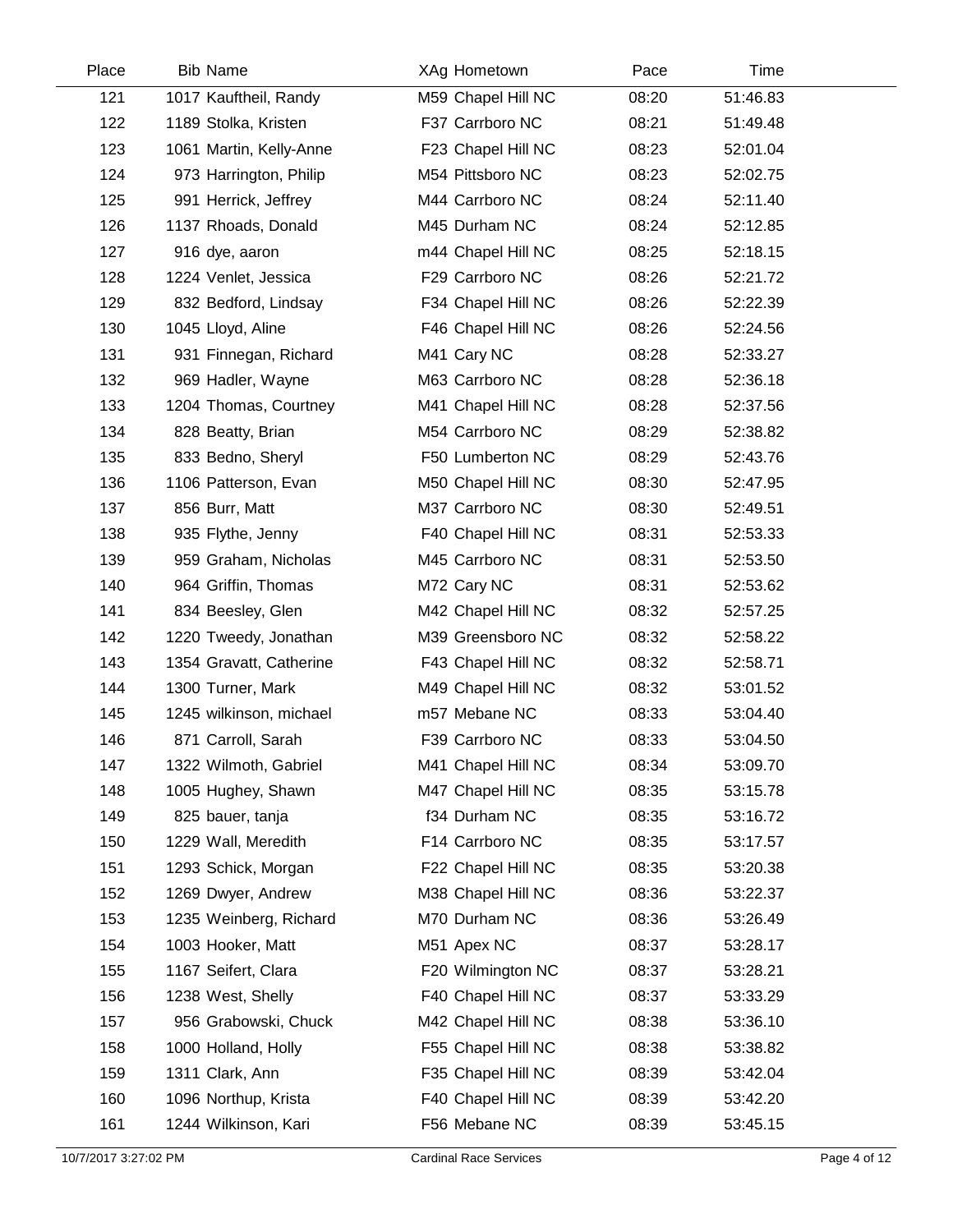| Place | Bib | Name | XAg | Hometown | Pace | Time |
|---|---|---|---|---|---|---|
| 121 | 1017 | Kauftheil, Randy | M59 | Chapel Hill NC | 08:20 | 51:46.83 |
| 122 | 1189 | Stolka, Kristen | F37 | Carrboro NC | 08:21 | 51:49.48 |
| 123 | 1061 | Martin, Kelly-Anne | F23 | Chapel Hill NC | 08:23 | 52:01.04 |
| 124 | 973 | Harrington, Philip | M54 | Pittsboro NC | 08:23 | 52:02.75 |
| 125 | 991 | Herrick, Jeffrey | M44 | Carrboro NC | 08:24 | 52:11.40 |
| 126 | 1137 | Rhoads, Donald | M45 | Durham NC | 08:24 | 52:12.85 |
| 127 | 916 | dye, aaron | m44 | Chapel Hill NC | 08:25 | 52:18.15 |
| 128 | 1224 | Venlet, Jessica | F29 | Carrboro NC | 08:26 | 52:21.72 |
| 129 | 832 | Bedford, Lindsay | F34 | Chapel Hill NC | 08:26 | 52:22.39 |
| 130 | 1045 | Lloyd, Aline | F46 | Chapel Hill NC | 08:26 | 52:24.56 |
| 131 | 931 | Finnegan, Richard | M41 | Cary NC | 08:28 | 52:33.27 |
| 132 | 969 | Hadler, Wayne | M63 | Carrboro NC | 08:28 | 52:36.18 |
| 133 | 1204 | Thomas, Courtney | M41 | Chapel Hill NC | 08:28 | 52:37.56 |
| 134 | 828 | Beatty, Brian | M54 | Carrboro NC | 08:29 | 52:38.82 |
| 135 | 833 | Bedno, Sheryl | F50 | Lumberton NC | 08:29 | 52:43.76 |
| 136 | 1106 | Patterson, Evan | M50 | Chapel Hill NC | 08:30 | 52:47.95 |
| 137 | 856 | Burr, Matt | M37 | Carrboro NC | 08:30 | 52:49.51 |
| 138 | 935 | Flythe, Jenny | F40 | Chapel Hill NC | 08:31 | 52:53.33 |
| 139 | 959 | Graham, Nicholas | M45 | Carrboro NC | 08:31 | 52:53.50 |
| 140 | 964 | Griffin, Thomas | M72 | Cary NC | 08:31 | 52:53.62 |
| 141 | 834 | Beesley, Glen | M42 | Chapel Hill NC | 08:32 | 52:57.25 |
| 142 | 1220 | Tweedy, Jonathan | M39 | Greensboro NC | 08:32 | 52:58.22 |
| 143 | 1354 | Gravatt, Catherine | F43 | Chapel Hill NC | 08:32 | 52:58.71 |
| 144 | 1300 | Turner, Mark | M49 | Chapel Hill NC | 08:32 | 53:01.52 |
| 145 | 1245 | wilkinson, michael | m57 | Mebane NC | 08:33 | 53:04.40 |
| 146 | 871 | Carroll, Sarah | F39 | Carrboro NC | 08:33 | 53:04.50 |
| 147 | 1322 | Wilmoth, Gabriel | M41 | Chapel Hill NC | 08:34 | 53:09.70 |
| 148 | 1005 | Hughey, Shawn | M47 | Chapel Hill NC | 08:35 | 53:15.78 |
| 149 | 825 | bauer, tanja | f34 | Durham NC | 08:35 | 53:16.72 |
| 150 | 1229 | Wall, Meredith | F14 | Carrboro NC | 08:35 | 53:17.57 |
| 151 | 1293 | Schick, Morgan | F22 | Chapel Hill NC | 08:35 | 53:20.38 |
| 152 | 1269 | Dwyer, Andrew | M38 | Chapel Hill NC | 08:36 | 53:22.37 |
| 153 | 1235 | Weinberg, Richard | M70 | Durham NC | 08:36 | 53:26.49 |
| 154 | 1003 | Hooker, Matt | M51 | Apex NC | 08:37 | 53:28.17 |
| 155 | 1167 | Seifert, Clara | F20 | Wilmington NC | 08:37 | 53:28.21 |
| 156 | 1238 | West, Shelly | F40 | Chapel Hill NC | 08:37 | 53:33.29 |
| 157 | 956 | Grabowski, Chuck | M42 | Chapel Hill NC | 08:38 | 53:36.10 |
| 158 | 1000 | Holland, Holly | F55 | Chapel Hill NC | 08:38 | 53:38.82 |
| 159 | 1311 | Clark, Ann | F35 | Chapel Hill NC | 08:39 | 53:42.04 |
| 160 | 1096 | Northup, Krista | F40 | Chapel Hill NC | 08:39 | 53:42.20 |
| 161 | 1244 | Wilkinson, Kari | F56 | Mebane NC | 08:39 | 53:45.15 |

10/7/2017 3:27:02 PM Cardinal Race Services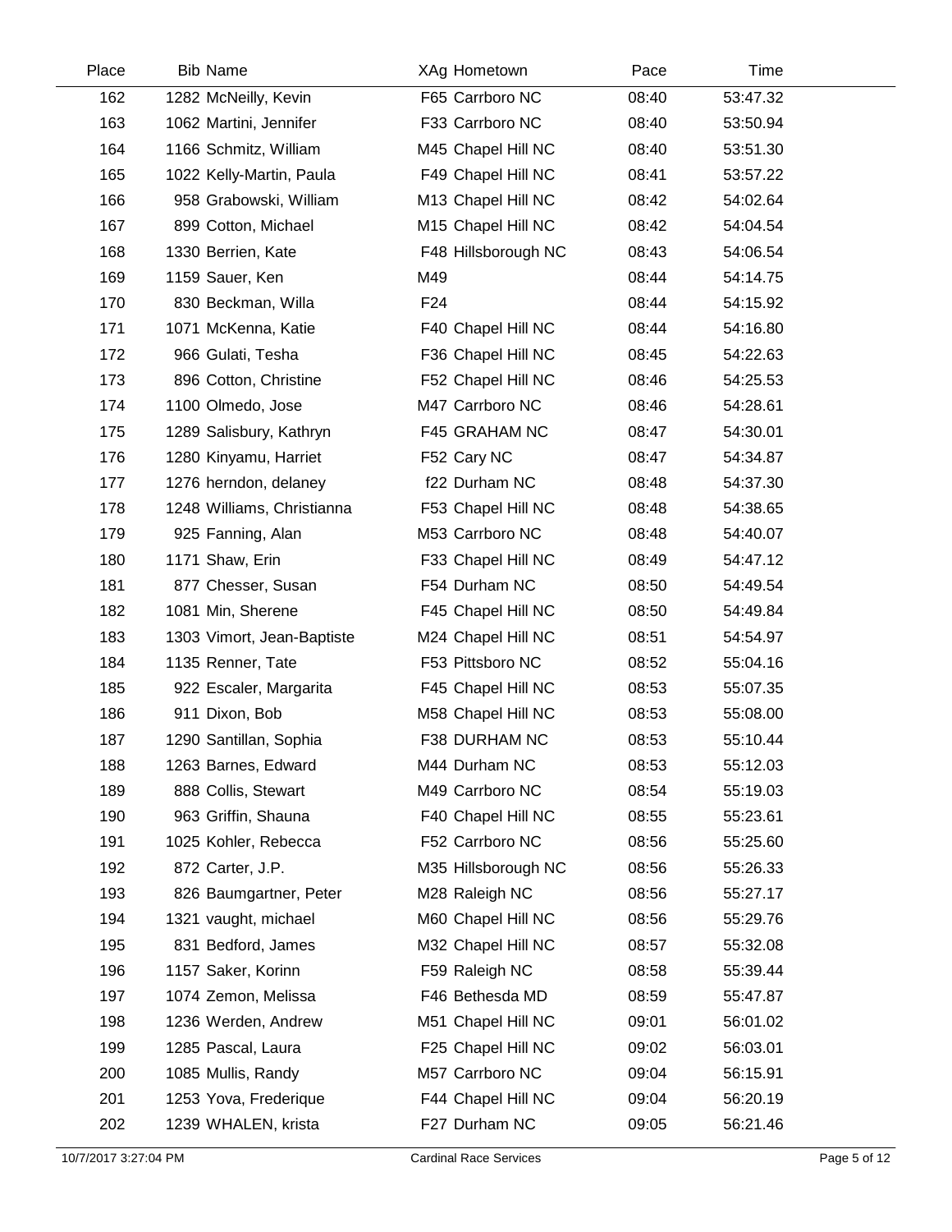| Place | Bib | Name | XAg | Hometown | Pace | Time |
|---|---|---|---|---|---|---|
| 162 | 1282 | McNeilly, Kevin | F65 | Carrboro NC | 08:40 | 53:47.32 |
| 163 | 1062 | Martini, Jennifer | F33 | Carrboro NC | 08:40 | 53:50.94 |
| 164 | 1166 | Schmitz, William | M45 | Chapel Hill NC | 08:40 | 53:51.30 |
| 165 | 1022 | Kelly-Martin, Paula | F49 | Chapel Hill NC | 08:41 | 53:57.22 |
| 166 | 958 | Grabowski, William | M13 | Chapel Hill NC | 08:42 | 54:02.64 |
| 167 | 899 | Cotton, Michael | M15 | Chapel Hill NC | 08:42 | 54:04.54 |
| 168 | 1330 | Berrien, Kate | F48 | Hillsborough NC | 08:43 | 54:06.54 |
| 169 | 1159 | Sauer, Ken | M49 | | 08:44 | 54:14.75 |
| 170 | 830 | Beckman, Willa | F24 | | 08:44 | 54:15.92 |
| 171 | 1071 | McKenna, Katie | F40 | Chapel Hill NC | 08:44 | 54:16.80 |
| 172 | 966 | Gulati, Tesha | F36 | Chapel Hill NC | 08:45 | 54:22.63 |
| 173 | 896 | Cotton, Christine | F52 | Chapel Hill NC | 08:46 | 54:25.53 |
| 174 | 1100 | Olmedo, Jose | M47 | Carrboro NC | 08:46 | 54:28.61 |
| 175 | 1289 | Salisbury, Kathryn | F45 | GRAHAM NC | 08:47 | 54:30.01 |
| 176 | 1280 | Kinyamu, Harriet | F52 | Cary NC | 08:47 | 54:34.87 |
| 177 | 1276 | herndon, delaney | f22 | Durham NC | 08:48 | 54:37.30 |
| 178 | 1248 | Williams, Christianna | F53 | Chapel Hill NC | 08:48 | 54:38.65 |
| 179 | 925 | Fanning, Alan | M53 | Carrboro NC | 08:48 | 54:40.07 |
| 180 | 1171 | Shaw, Erin | F33 | Chapel Hill NC | 08:49 | 54:47.12 |
| 181 | 877 | Chesser, Susan | F54 | Durham NC | 08:50 | 54:49.54 |
| 182 | 1081 | Min, Sherene | F45 | Chapel Hill NC | 08:50 | 54:49.84 |
| 183 | 1303 | Vimort, Jean-Baptiste | M24 | Chapel Hill NC | 08:51 | 54:54.97 |
| 184 | 1135 | Renner, Tate | F53 | Pittsboro NC | 08:52 | 55:04.16 |
| 185 | 922 | Escaler, Margarita | F45 | Chapel Hill NC | 08:53 | 55:07.35 |
| 186 | 911 | Dixon, Bob | M58 | Chapel Hill NC | 08:53 | 55:08.00 |
| 187 | 1290 | Santillan, Sophia | F38 | DURHAM NC | 08:53 | 55:10.44 |
| 188 | 1263 | Barnes, Edward | M44 | Durham NC | 08:53 | 55:12.03 |
| 189 | 888 | Collis, Stewart | M49 | Carrboro NC | 08:54 | 55:19.03 |
| 190 | 963 | Griffin, Shauna | F40 | Chapel Hill NC | 08:55 | 55:23.61 |
| 191 | 1025 | Kohler, Rebecca | F52 | Carrboro NC | 08:56 | 55:25.60 |
| 192 | 872 | Carter, J.P. | M35 | Hillsborough NC | 08:56 | 55:26.33 |
| 193 | 826 | Baumgartner, Peter | M28 | Raleigh NC | 08:56 | 55:27.17 |
| 194 | 1321 | vaught, michael | M60 | Chapel Hill NC | 08:56 | 55:29.76 |
| 195 | 831 | Bedford, James | M32 | Chapel Hill NC | 08:57 | 55:32.08 |
| 196 | 1157 | Saker, Korinn | F59 | Raleigh NC | 08:58 | 55:39.44 |
| 197 | 1074 | Zemon, Melissa | F46 | Bethesda MD | 08:59 | 55:47.87 |
| 198 | 1236 | Werden, Andrew | M51 | Chapel Hill NC | 09:01 | 56:01.02 |
| 199 | 1285 | Pascal, Laura | F25 | Chapel Hill NC | 09:02 | 56:03.01 |
| 200 | 1085 | Mullis, Randy | M57 | Carrboro NC | 09:04 | 56:15.91 |
| 201 | 1253 | Yova, Frederique | F44 | Chapel Hill NC | 09:04 | 56:20.19 |
| 202 | 1239 | WHALEN, krista | F27 | Durham NC | 09:05 | 56:21.46 |

10/7/2017 3:27:04 PM Cardinal Race Services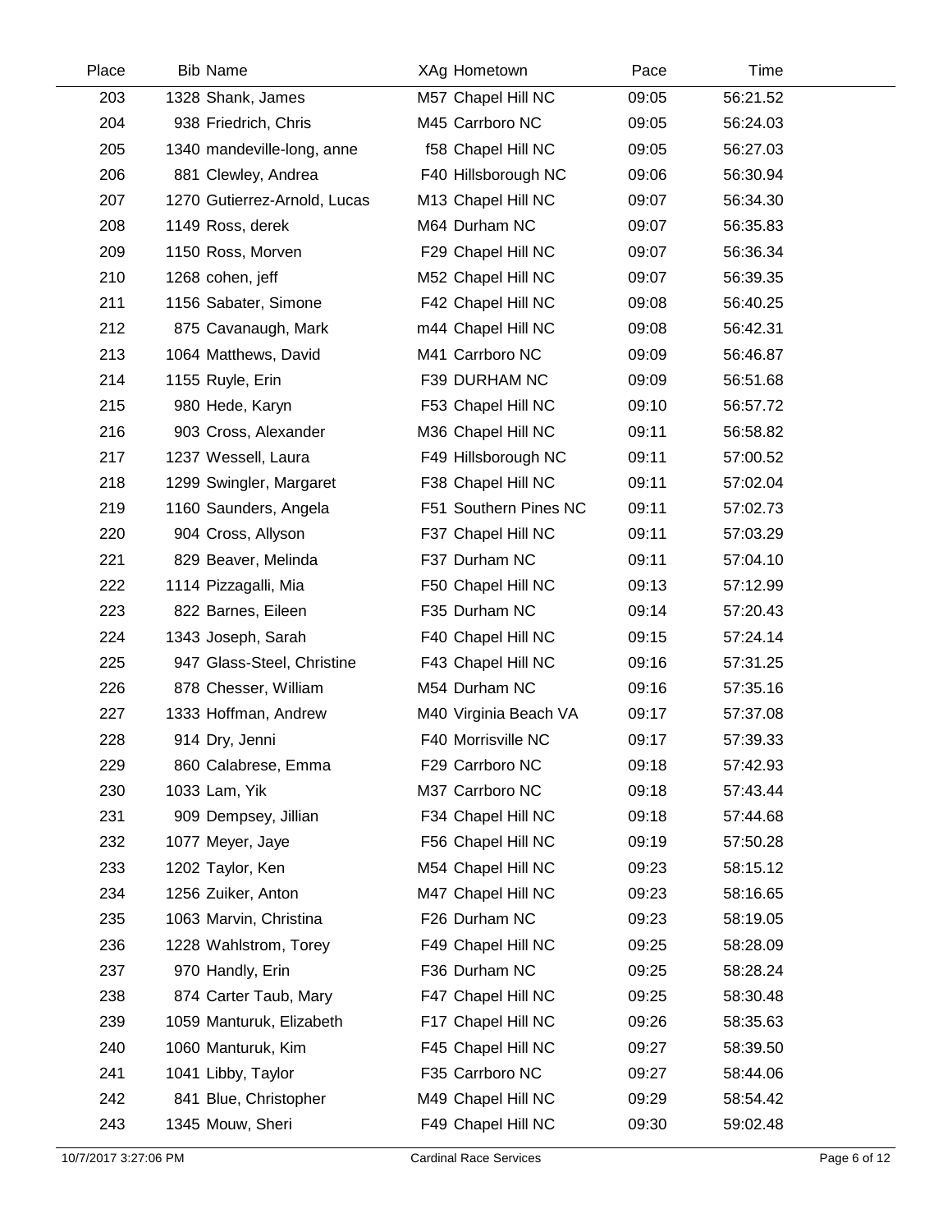| Place | Bib | Name | XAg | Hometown | Pace | Time |
|---|---|---|---|---|---|---|
| 203 | 1328 | Shank, James | M57 | Chapel Hill NC | 09:05 | 56:21.52 |
| 204 | 938 | Friedrich, Chris | M45 | Carrboro NC | 09:05 | 56:24.03 |
| 205 | 1340 | mandeville-long, anne | f58 | Chapel Hill NC | 09:05 | 56:27.03 |
| 206 | 881 | Clewley, Andrea | F40 | Hillsborough NC | 09:06 | 56:30.94 |
| 207 | 1270 | Gutierrez-Arnold, Lucas | M13 | Chapel Hill NC | 09:07 | 56:34.30 |
| 208 | 1149 | Ross, derek | M64 | Durham NC | 09:07 | 56:35.83 |
| 209 | 1150 | Ross, Morven | F29 | Chapel Hill NC | 09:07 | 56:36.34 |
| 210 | 1268 | cohen, jeff | M52 | Chapel Hill NC | 09:07 | 56:39.35 |
| 211 | 1156 | Sabater, Simone | F42 | Chapel Hill NC | 09:08 | 56:40.25 |
| 212 | 875 | Cavanaugh, Mark | m44 | Chapel Hill NC | 09:08 | 56:42.31 |
| 213 | 1064 | Matthews, David | M41 | Carrboro NC | 09:09 | 56:46.87 |
| 214 | 1155 | Ruyle, Erin | F39 | DURHAM NC | 09:09 | 56:51.68 |
| 215 | 980 | Hede, Karyn | F53 | Chapel Hill NC | 09:10 | 56:57.72 |
| 216 | 903 | Cross, Alexander | M36 | Chapel Hill NC | 09:11 | 56:58.82 |
| 217 | 1237 | Wessell, Laura | F49 | Hillsborough NC | 09:11 | 57:00.52 |
| 218 | 1299 | Swingler, Margaret | F38 | Chapel Hill NC | 09:11 | 57:02.04 |
| 219 | 1160 | Saunders, Angela | F51 | Southern Pines NC | 09:11 | 57:02.73 |
| 220 | 904 | Cross, Allyson | F37 | Chapel Hill NC | 09:11 | 57:03.29 |
| 221 | 829 | Beaver, Melinda | F37 | Durham NC | 09:11 | 57:04.10 |
| 222 | 1114 | Pizzagalli, Mia | F50 | Chapel Hill NC | 09:13 | 57:12.99 |
| 223 | 822 | Barnes, Eileen | F35 | Durham NC | 09:14 | 57:20.43 |
| 224 | 1343 | Joseph, Sarah | F40 | Chapel Hill NC | 09:15 | 57:24.14 |
| 225 | 947 | Glass-Steel, Christine | F43 | Chapel Hill NC | 09:16 | 57:31.25 |
| 226 | 878 | Chesser, William | M54 | Durham NC | 09:16 | 57:35.16 |
| 227 | 1333 | Hoffman, Andrew | M40 | Virginia Beach VA | 09:17 | 57:37.08 |
| 228 | 914 | Dry, Jenni | F40 | Morrisville NC | 09:17 | 57:39.33 |
| 229 | 860 | Calabrese, Emma | F29 | Carrboro NC | 09:18 | 57:42.93 |
| 230 | 1033 | Lam, Yik | M37 | Carrboro NC | 09:18 | 57:43.44 |
| 231 | 909 | Dempsey, Jillian | F34 | Chapel Hill NC | 09:18 | 57:44.68 |
| 232 | 1077 | Meyer, Jaye | F56 | Chapel Hill NC | 09:19 | 57:50.28 |
| 233 | 1202 | Taylor, Ken | M54 | Chapel Hill NC | 09:23 | 58:15.12 |
| 234 | 1256 | Zuiker, Anton | M47 | Chapel Hill NC | 09:23 | 58:16.65 |
| 235 | 1063 | Marvin, Christina | F26 | Durham NC | 09:23 | 58:19.05 |
| 236 | 1228 | Wahlstrom, Torey | F49 | Chapel Hill NC | 09:25 | 58:28.09 |
| 237 | 970 | Handly, Erin | F36 | Durham NC | 09:25 | 58:28.24 |
| 238 | 874 | Carter Taub, Mary | F47 | Chapel Hill NC | 09:25 | 58:30.48 |
| 239 | 1059 | Manturuk, Elizabeth | F17 | Chapel Hill NC | 09:26 | 58:35.63 |
| 240 | 1060 | Manturuk, Kim | F45 | Chapel Hill NC | 09:27 | 58:39.50 |
| 241 | 1041 | Libby, Taylor | F35 | Carrboro NC | 09:27 | 58:44.06 |
| 242 | 841 | Blue, Christopher | M49 | Chapel Hill NC | 09:29 | 58:54.42 |
| 243 | 1345 | Mouw, Sheri | F49 | Chapel Hill NC | 09:30 | 59:02.48 |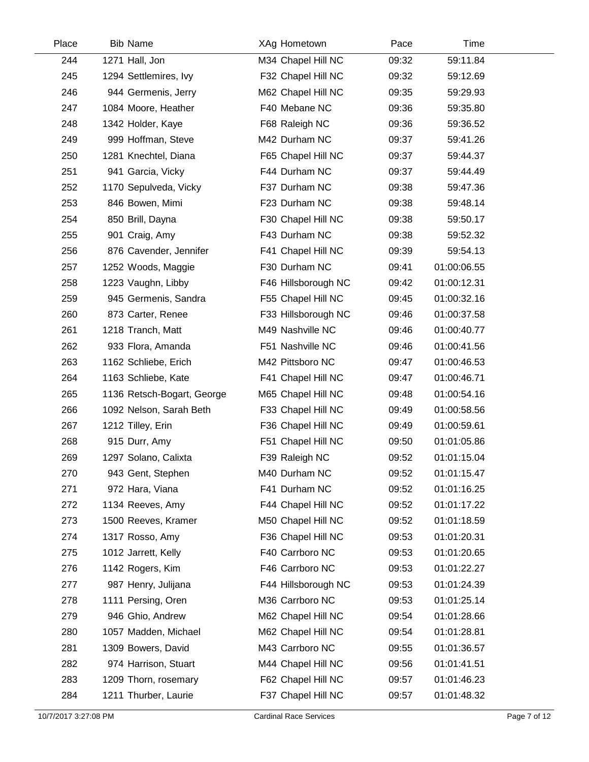| Place | Bib | Name | XAg | Hometown | Pace | Time |
|---|---|---|---|---|---|---|
| 244 | 1271 | Hall, Jon | M34 | Chapel Hill NC | 09:32 | 59:11.84 |
| 245 | 1294 | Settlemires, Ivy | F32 | Chapel Hill NC | 09:32 | 59:12.69 |
| 246 | 944 | Germenis, Jerry | M62 | Chapel Hill NC | 09:35 | 59:29.93 |
| 247 | 1084 | Moore, Heather | F40 | Mebane NC | 09:36 | 59:35.80 |
| 248 | 1342 | Holder, Kaye | F68 | Raleigh NC | 09:36 | 59:36.52 |
| 249 | 999 | Hoffman, Steve | M42 | Durham NC | 09:37 | 59:41.26 |
| 250 | 1281 | Knechtel, Diana | F65 | Chapel Hill NC | 09:37 | 59:44.37 |
| 251 | 941 | Garcia, Vicky | F44 | Durham NC | 09:37 | 59:44.49 |
| 252 | 1170 | Sepulveda, Vicky | F37 | Durham NC | 09:38 | 59:47.36 |
| 253 | 846 | Bowen, Mimi | F23 | Durham NC | 09:38 | 59:48.14 |
| 254 | 850 | Brill, Dayna | F30 | Chapel Hill NC | 09:38 | 59:50.17 |
| 255 | 901 | Craig, Amy | F43 | Durham NC | 09:38 | 59:52.32 |
| 256 | 876 | Cavender, Jennifer | F41 | Chapel Hill NC | 09:39 | 59:54.13 |
| 257 | 1252 | Woods, Maggie | F30 | Durham NC | 09:41 | 01:00:06.55 |
| 258 | 1223 | Vaughn, Libby | F46 | Hillsborough NC | 09:42 | 01:00:12.31 |
| 259 | 945 | Germenis, Sandra | F55 | Chapel Hill NC | 09:45 | 01:00:32.16 |
| 260 | 873 | Carter, Renee | F33 | Hillsborough NC | 09:46 | 01:00:37.58 |
| 261 | 1218 | Tranch, Matt | M49 | Nashville NC | 09:46 | 01:00:40.77 |
| 262 | 933 | Flora, Amanda | F51 | Nashville NC | 09:46 | 01:00:41.56 |
| 263 | 1162 | Schliebe, Erich | M42 | Pittsboro NC | 09:47 | 01:00:46.53 |
| 264 | 1163 | Schliebe, Kate | F41 | Chapel Hill NC | 09:47 | 01:00:46.71 |
| 265 | 1136 | Retsch-Bogart, George | M65 | Chapel Hill NC | 09:48 | 01:00:54.16 |
| 266 | 1092 | Nelson, Sarah Beth | F33 | Chapel Hill NC | 09:49 | 01:00:58.56 |
| 267 | 1212 | Tilley, Erin | F36 | Chapel Hill NC | 09:49 | 01:00:59.61 |
| 268 | 915 | Durr, Amy | F51 | Chapel Hill NC | 09:50 | 01:01:05.86 |
| 269 | 1297 | Solano, Calixta | F39 | Raleigh NC | 09:52 | 01:01:15.04 |
| 270 | 943 | Gent, Stephen | M40 | Durham NC | 09:52 | 01:01:15.47 |
| 271 | 972 | Hara, Viana | F41 | Durham NC | 09:52 | 01:01:16.25 |
| 272 | 1134 | Reeves, Amy | F44 | Chapel Hill NC | 09:52 | 01:01:17.22 |
| 273 | 1500 | Reeves, Kramer | M50 | Chapel Hill NC | 09:52 | 01:01:18.59 |
| 274 | 1317 | Rosso, Amy | F36 | Chapel Hill NC | 09:53 | 01:01:20.31 |
| 275 | 1012 | Jarrett, Kelly | F40 | Carrboro NC | 09:53 | 01:01:20.65 |
| 276 | 1142 | Rogers, Kim | F46 | Carrboro NC | 09:53 | 01:01:22.27 |
| 277 | 987 | Henry, Julijana | F44 | Hillsborough NC | 09:53 | 01:01:24.39 |
| 278 | 1111 | Persing, Oren | M36 | Carrboro NC | 09:53 | 01:01:25.14 |
| 279 | 946 | Ghio, Andrew | M62 | Chapel Hill NC | 09:54 | 01:01:28.66 |
| 280 | 1057 | Madden, Michael | M62 | Chapel Hill NC | 09:54 | 01:01:28.81 |
| 281 | 1309 | Bowers, David | M43 | Carrboro NC | 09:55 | 01:01:36.57 |
| 282 | 974 | Harrison, Stuart | M44 | Chapel Hill NC | 09:56 | 01:01:41.51 |
| 283 | 1209 | Thorn, rosemary | F62 | Chapel Hill NC | 09:57 | 01:01:46.23 |
| 284 | 1211 | Thurber, Laurie | F37 | Chapel Hill NC | 09:57 | 01:01:48.32 |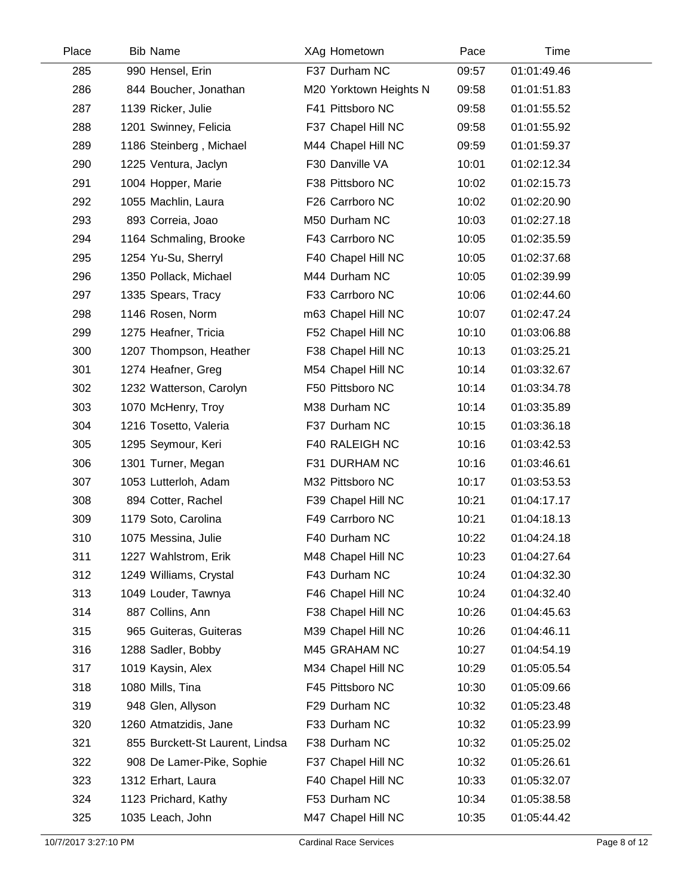| Place | Bib | Name | XAg | Hometown | Pace | Time |
|---|---|---|---|---|---|---|
| 285 | 990 | Hensel, Erin | F37 | Durham NC | 09:57 | 01:01:49.46 |
| 286 | 844 | Boucher, Jonathan | M20 | Yorktown Heights N | 09:58 | 01:01:51.83 |
| 287 | 1139 | Ricker, Julie | F41 | Pittsboro NC | 09:58 | 01:01:55.52 |
| 288 | 1201 | Swinney, Felicia | F37 | Chapel Hill NC | 09:58 | 01:01:55.92 |
| 289 | 1186 | Steinberg , Michael | M44 | Chapel Hill NC | 09:59 | 01:01:59.37 |
| 290 | 1225 | Ventura, Jaclyn | F30 | Danville VA | 10:01 | 01:02:12.34 |
| 291 | 1004 | Hopper, Marie | F38 | Pittsboro NC | 10:02 | 01:02:15.73 |
| 292 | 1055 | Machlin, Laura | F26 | Carrboro NC | 10:02 | 01:02:20.90 |
| 293 | 893 | Correia, Joao | M50 | Durham NC | 10:03 | 01:02:27.18 |
| 294 | 1164 | Schmaling, Brooke | F43 | Carrboro NC | 10:05 | 01:02:35.59 |
| 295 | 1254 | Yu-Su, Sherryl | F40 | Chapel Hill NC | 10:05 | 01:02:37.68 |
| 296 | 1350 | Pollack, Michael | M44 | Durham NC | 10:05 | 01:02:39.99 |
| 297 | 1335 | Spears, Tracy | F33 | Carrboro NC | 10:06 | 01:02:44.60 |
| 298 | 1146 | Rosen, Norm | m63 | Chapel Hill NC | 10:07 | 01:02:47.24 |
| 299 | 1275 | Heafner, Tricia | F52 | Chapel Hill NC | 10:10 | 01:03:06.88 |
| 300 | 1207 | Thompson, Heather | F38 | Chapel Hill NC | 10:13 | 01:03:25.21 |
| 301 | 1274 | Heafner, Greg | M54 | Chapel Hill NC | 10:14 | 01:03:32.67 |
| 302 | 1232 | Watterson, Carolyn | F50 | Pittsboro NC | 10:14 | 01:03:34.78 |
| 303 | 1070 | McHenry, Troy | M38 | Durham NC | 10:14 | 01:03:35.89 |
| 304 | 1216 | Tosetto, Valeria | F37 | Durham NC | 10:15 | 01:03:36.18 |
| 305 | 1295 | Seymour, Keri | F40 | RALEIGH NC | 10:16 | 01:03:42.53 |
| 306 | 1301 | Turner, Megan | F31 | DURHAM NC | 10:16 | 01:03:46.61 |
| 307 | 1053 | Lutterloh, Adam | M32 | Pittsboro NC | 10:17 | 01:03:53.53 |
| 308 | 894 | Cotter, Rachel | F39 | Chapel Hill NC | 10:21 | 01:04:17.17 |
| 309 | 1179 | Soto, Carolina | F49 | Carrboro NC | 10:21 | 01:04:18.13 |
| 310 | 1075 | Messina, Julie | F40 | Durham NC | 10:22 | 01:04:24.18 |
| 311 | 1227 | Wahlstrom, Erik | M48 | Chapel Hill NC | 10:23 | 01:04:27.64 |
| 312 | 1249 | Williams, Crystal | F43 | Durham NC | 10:24 | 01:04:32.30 |
| 313 | 1049 | Louder, Tawnya | F46 | Chapel Hill NC | 10:24 | 01:04:32.40 |
| 314 | 887 | Collins, Ann | F38 | Chapel Hill NC | 10:26 | 01:04:45.63 |
| 315 | 965 | Guiteras, Guiteras | M39 | Chapel Hill NC | 10:26 | 01:04:46.11 |
| 316 | 1288 | Sadler, Bobby | M45 | GRAHAM NC | 10:27 | 01:04:54.19 |
| 317 | 1019 | Kaysin, Alex | M34 | Chapel Hill NC | 10:29 | 01:05:05.54 |
| 318 | 1080 | Mills, Tina | F45 | Pittsboro NC | 10:30 | 01:05:09.66 |
| 319 | 948 | Glen, Allyson | F29 | Durham NC | 10:32 | 01:05:23.48 |
| 320 | 1260 | Atmatzidis, Jane | F33 | Durham NC | 10:32 | 01:05:23.99 |
| 321 | 855 | Burckett-St Laurent, Lindsa | F38 | Durham NC | 10:32 | 01:05:25.02 |
| 322 | 908 | De Lamer-Pike, Sophie | F37 | Chapel Hill NC | 10:32 | 01:05:26.61 |
| 323 | 1312 | Erhart, Laura | F40 | Chapel Hill NC | 10:33 | 01:05:32.07 |
| 324 | 1123 | Prichard, Kathy | F53 | Durham NC | 10:34 | 01:05:38.58 |
| 325 | 1035 | Leach, John | M47 | Chapel Hill NC | 10:35 | 01:05:44.42 |

10/7/2017 3:27:10 PM Cardinal Race Services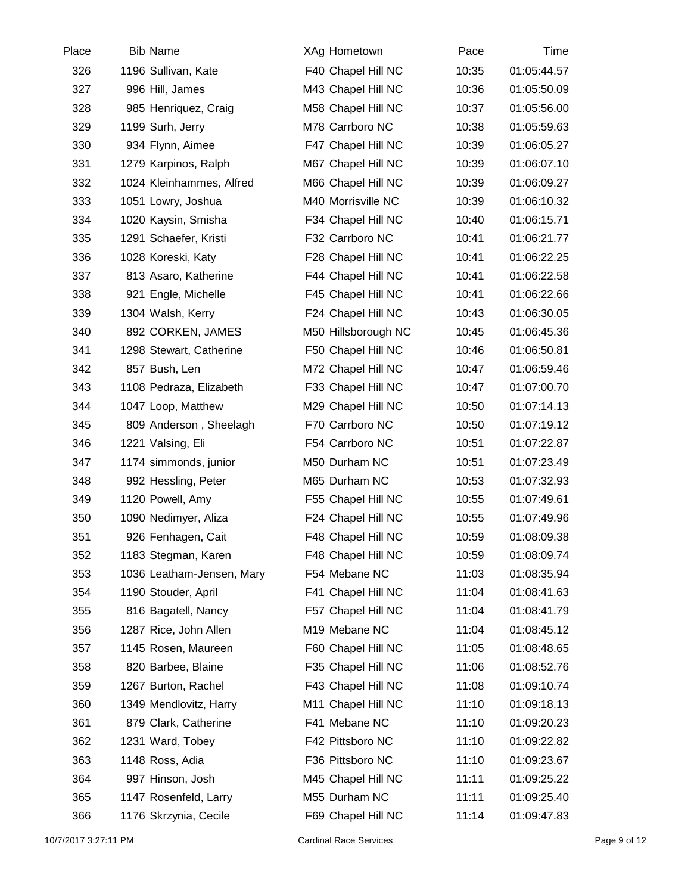| Place | Bib | Name | XAg | Hometown | Pace | Time |
|---|---|---|---|---|---|---|
| 326 | 1196 | Sullivan, Kate | F40 | Chapel Hill NC | 10:35 | 01:05:44.57 |
| 327 | 996 | Hill, James | M43 | Chapel Hill NC | 10:36 | 01:05:50.09 |
| 328 | 985 | Henriquez, Craig | M58 | Chapel Hill NC | 10:37 | 01:05:56.00 |
| 329 | 1199 | Surh, Jerry | M78 | Carrboro NC | 10:38 | 01:05:59.63 |
| 330 | 934 | Flynn, Aimee | F47 | Chapel Hill NC | 10:39 | 01:06:05.27 |
| 331 | 1279 | Karpinos, Ralph | M67 | Chapel Hill NC | 10:39 | 01:06:07.10 |
| 332 | 1024 | Kleinhammes, Alfred | M66 | Chapel Hill NC | 10:39 | 01:06:09.27 |
| 333 | 1051 | Lowry, Joshua | M40 | Morrisville NC | 10:39 | 01:06:10.32 |
| 334 | 1020 | Kaysin, Smisha | F34 | Chapel Hill NC | 10:40 | 01:06:15.71 |
| 335 | 1291 | Schaefer, Kristi | F32 | Carrboro NC | 10:41 | 01:06:21.77 |
| 336 | 1028 | Koreski, Katy | F28 | Chapel Hill NC | 10:41 | 01:06:22.25 |
| 337 | 813 | Asaro, Katherine | F44 | Chapel Hill NC | 10:41 | 01:06:22.58 |
| 338 | 921 | Engle, Michelle | F45 | Chapel Hill NC | 10:41 | 01:06:22.66 |
| 339 | 1304 | Walsh, Kerry | F24 | Chapel Hill NC | 10:43 | 01:06:30.05 |
| 340 | 892 | CORKEN, JAMES | M50 | Hillsborough NC | 10:45 | 01:06:45.36 |
| 341 | 1298 | Stewart, Catherine | F50 | Chapel Hill NC | 10:46 | 01:06:50.81 |
| 342 | 857 | Bush, Len | M72 | Chapel Hill NC | 10:47 | 01:06:59.46 |
| 343 | 1108 | Pedraza, Elizabeth | F33 | Chapel Hill NC | 10:47 | 01:07:00.70 |
| 344 | 1047 | Loop, Matthew | M29 | Chapel Hill NC | 10:50 | 01:07:14.13 |
| 345 | 809 | Anderson , Sheelagh | F70 | Carrboro NC | 10:50 | 01:07:19.12 |
| 346 | 1221 | Valsing, Eli | F54 | Carrboro NC | 10:51 | 01:07:22.87 |
| 347 | 1174 | simmonds, junior | M50 | Durham NC | 10:51 | 01:07:23.49 |
| 348 | 992 | Hessling, Peter | M65 | Durham NC | 10:53 | 01:07:32.93 |
| 349 | 1120 | Powell, Amy | F55 | Chapel Hill NC | 10:55 | 01:07:49.61 |
| 350 | 1090 | Nedimyer, Aliza | F24 | Chapel Hill NC | 10:55 | 01:07:49.96 |
| 351 | 926 | Fenhagen, Cait | F48 | Chapel Hill NC | 10:59 | 01:08:09.38 |
| 352 | 1183 | Stegman, Karen | F48 | Chapel Hill NC | 10:59 | 01:08:09.74 |
| 353 | 1036 | Leatham-Jensen, Mary | F54 | Mebane NC | 11:03 | 01:08:35.94 |
| 354 | 1190 | Stouder, April | F41 | Chapel Hill NC | 11:04 | 01:08:41.63 |
| 355 | 816 | Bagatell, Nancy | F57 | Chapel Hill NC | 11:04 | 01:08:41.79 |
| 356 | 1287 | Rice, John Allen | M19 | Mebane NC | 11:04 | 01:08:45.12 |
| 357 | 1145 | Rosen, Maureen | F60 | Chapel Hill NC | 11:05 | 01:08:48.65 |
| 358 | 820 | Barbee, Blaine | F35 | Chapel Hill NC | 11:06 | 01:08:52.76 |
| 359 | 1267 | Burton, Rachel | F43 | Chapel Hill NC | 11:08 | 01:09:10.74 |
| 360 | 1349 | Mendlovitz, Harry | M11 | Chapel Hill NC | 11:10 | 01:09:18.13 |
| 361 | 879 | Clark, Catherine | F41 | Mebane NC | 11:10 | 01:09:20.23 |
| 362 | 1231 | Ward, Tobey | F42 | Pittsboro NC | 11:10 | 01:09:22.82 |
| 363 | 1148 | Ross, Adia | F36 | Pittsboro NC | 11:10 | 01:09:23.67 |
| 364 | 997 | Hinson, Josh | M45 | Chapel Hill NC | 11:11 | 01:09:25.22 |
| 365 | 1147 | Rosenfeld, Larry | M55 | Durham NC | 11:11 | 01:09:25.40 |
| 366 | 1176 | Skrzynia, Cecile | F69 | Chapel Hill NC | 11:14 | 01:09:47.83 |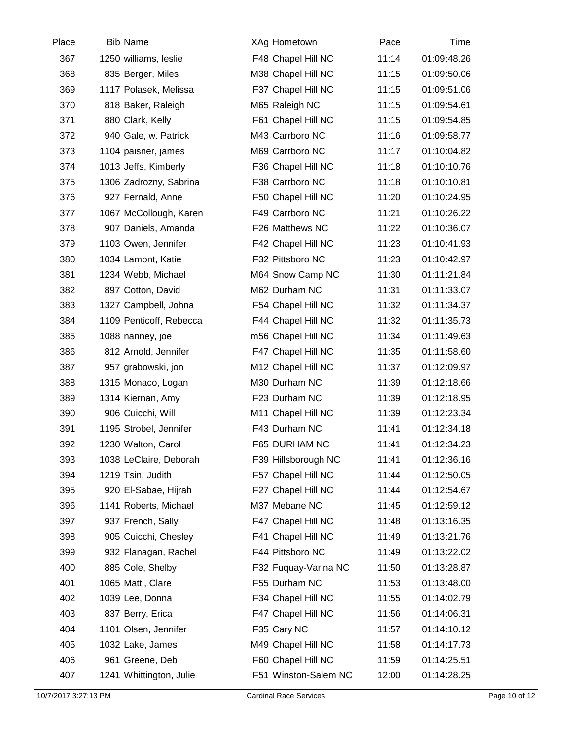| Place | Bib | Name | XAg | Hometown | Pace | Time |
|---|---|---|---|---|---|---|
| 367 | 1250 | williams, leslie | F48 | Chapel Hill NC | 11:14 | 01:09:48.26 |
| 368 | 835 | Berger, Miles | M38 | Chapel Hill NC | 11:15 | 01:09:50.06 |
| 369 | 1117 | Polasek, Melissa | F37 | Chapel Hill NC | 11:15 | 01:09:51.06 |
| 370 | 818 | Baker, Raleigh | M65 | Raleigh NC | 11:15 | 01:09:54.61 |
| 371 | 880 | Clark, Kelly | F61 | Chapel Hill NC | 11:15 | 01:09:54.85 |
| 372 | 940 | Gale, w. Patrick | M43 | Carrboro NC | 11:16 | 01:09:58.77 |
| 373 | 1104 | paisner, james | M69 | Carrboro NC | 11:17 | 01:10:04.82 |
| 374 | 1013 | Jeffs, Kimberly | F36 | Chapel Hill NC | 11:18 | 01:10:10.76 |
| 375 | 1306 | Zadrozny, Sabrina | F38 | Carrboro NC | 11:18 | 01:10:10.81 |
| 376 | 927 | Fernald, Anne | F50 | Chapel Hill NC | 11:20 | 01:10:24.95 |
| 377 | 1067 | McCollough, Karen | F49 | Carrboro NC | 11:21 | 01:10:26.22 |
| 378 | 907 | Daniels, Amanda | F26 | Matthews NC | 11:22 | 01:10:36.07 |
| 379 | 1103 | Owen, Jennifer | F42 | Chapel Hill NC | 11:23 | 01:10:41.93 |
| 380 | 1034 | Lamont, Katie | F32 | Pittsboro NC | 11:23 | 01:10:42.97 |
| 381 | 1234 | Webb, Michael | M64 | Snow Camp NC | 11:30 | 01:11:21.84 |
| 382 | 897 | Cotton, David | M62 | Durham NC | 11:31 | 01:11:33.07 |
| 383 | 1327 | Campbell, Johna | F54 | Chapel Hill NC | 11:32 | 01:11:34.37 |
| 384 | 1109 | Penticoff, Rebecca | F44 | Chapel Hill NC | 11:32 | 01:11:35.73 |
| 385 | 1088 | nanney, joe | m56 | Chapel Hill NC | 11:34 | 01:11:49.63 |
| 386 | 812 | Arnold, Jennifer | F47 | Chapel Hill NC | 11:35 | 01:11:58.60 |
| 387 | 957 | grabowski, jon | M12 | Chapel Hill NC | 11:37 | 01:12:09.97 |
| 388 | 1315 | Monaco, Logan | M30 | Durham NC | 11:39 | 01:12:18.66 |
| 389 | 1314 | Kiernan, Amy | F23 | Durham NC | 11:39 | 01:12:18.95 |
| 390 | 906 | Cuicchi, Will | M11 | Chapel Hill NC | 11:39 | 01:12:23.34 |
| 391 | 1195 | Strobel, Jennifer | F43 | Durham NC | 11:41 | 01:12:34.18 |
| 392 | 1230 | Walton, Carol | F65 | DURHAM NC | 11:41 | 01:12:34.23 |
| 393 | 1038 | LeClaire, Deborah | F39 | Hillsborough NC | 11:41 | 01:12:36.16 |
| 394 | 1219 | Tsin, Judith | F57 | Chapel Hill NC | 11:44 | 01:12:50.05 |
| 395 | 920 | El-Sabae, Hijrah | F27 | Chapel Hill NC | 11:44 | 01:12:54.67 |
| 396 | 1141 | Roberts, Michael | M37 | Mebane NC | 11:45 | 01:12:59.12 |
| 397 | 937 | French, Sally | F47 | Chapel Hill NC | 11:48 | 01:13:16.35 |
| 398 | 905 | Cuicchi, Chesley | F41 | Chapel Hill NC | 11:49 | 01:13:21.76 |
| 399 | 932 | Flanagan, Rachel | F44 | Pittsboro NC | 11:49 | 01:13:22.02 |
| 400 | 885 | Cole, Shelby | F32 | Fuquay-Varina NC | 11:50 | 01:13:28.87 |
| 401 | 1065 | Matti, Clare | F55 | Durham NC | 11:53 | 01:13:48.00 |
| 402 | 1039 | Lee, Donna | F34 | Chapel Hill NC | 11:55 | 01:14:02.79 |
| 403 | 837 | Berry, Erica | F47 | Chapel Hill NC | 11:56 | 01:14:06.31 |
| 404 | 1101 | Olsen, Jennifer | F35 | Cary NC | 11:57 | 01:14:10.12 |
| 405 | 1032 | Lake, James | M49 | Chapel Hill NC | 11:58 | 01:14:17.73 |
| 406 | 961 | Greene, Deb | F60 | Chapel Hill NC | 11:59 | 01:14:25.51 |
| 407 | 1241 | Whittington, Julie | F51 | Winston-Salem NC | 12:00 | 01:14:28.25 |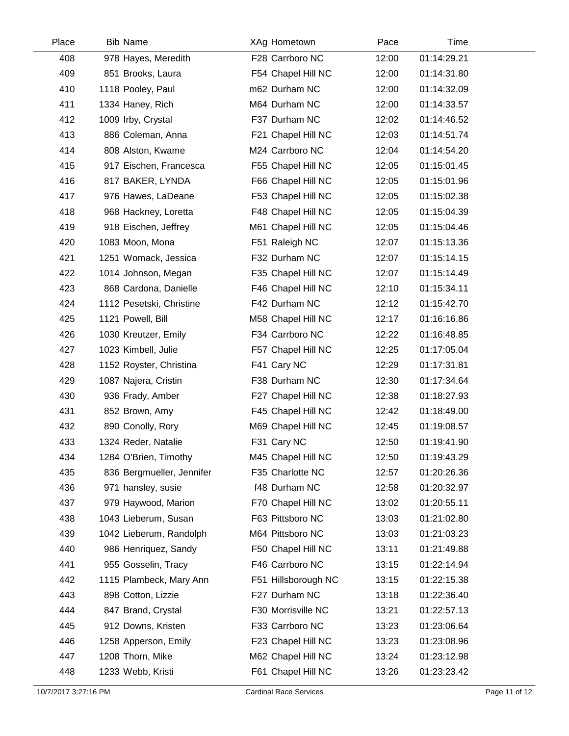| Place | Bib | Name | XAg | Hometown | Pace | Time |
|---|---|---|---|---|---|---|
| 408 | 978 | Hayes, Meredith | F28 | Carrboro NC | 12:00 | 01:14:29.21 |
| 409 | 851 | Brooks, Laura | F54 | Chapel Hill NC | 12:00 | 01:14:31.80 |
| 410 | 1118 | Pooley, Paul | m62 | Durham NC | 12:00 | 01:14:32.09 |
| 411 | 1334 | Haney, Rich | M64 | Durham NC | 12:00 | 01:14:33.57 |
| 412 | 1009 | Irby, Crystal | F37 | Durham NC | 12:02 | 01:14:46.52 |
| 413 | 886 | Coleman, Anna | F21 | Chapel Hill NC | 12:03 | 01:14:51.74 |
| 414 | 808 | Alston, Kwame | M24 | Carrboro NC | 12:04 | 01:14:54.20 |
| 415 | 917 | Eischen, Francesca | F55 | Chapel Hill NC | 12:05 | 01:15:01.45 |
| 416 | 817 | BAKER, LYNDA | F66 | Chapel Hill NC | 12:05 | 01:15:01.96 |
| 417 | 976 | Hawes, LaDeane | F53 | Chapel Hill NC | 12:05 | 01:15:02.38 |
| 418 | 968 | Hackney, Loretta | F48 | Chapel Hill NC | 12:05 | 01:15:04.39 |
| 419 | 918 | Eischen, Jeffrey | M61 | Chapel Hill NC | 12:05 | 01:15:04.46 |
| 420 | 1083 | Moon, Mona | F51 | Raleigh NC | 12:07 | 01:15:13.36 |
| 421 | 1251 | Womack, Jessica | F32 | Durham NC | 12:07 | 01:15:14.15 |
| 422 | 1014 | Johnson, Megan | F35 | Chapel Hill NC | 12:07 | 01:15:14.49 |
| 423 | 868 | Cardona, Danielle | F46 | Chapel Hill NC | 12:10 | 01:15:34.11 |
| 424 | 1112 | Pesetski, Christine | F42 | Durham NC | 12:12 | 01:15:42.70 |
| 425 | 1121 | Powell, Bill | M58 | Chapel Hill NC | 12:17 | 01:16:16.86 |
| 426 | 1030 | Kreutzer, Emily | F34 | Carrboro NC | 12:22 | 01:16:48.85 |
| 427 | 1023 | Kimbell, Julie | F57 | Chapel Hill NC | 12:25 | 01:17:05.04 |
| 428 | 1152 | Royster, Christina | F41 | Cary NC | 12:29 | 01:17:31.81 |
| 429 | 1087 | Najera, Cristin | F38 | Durham NC | 12:30 | 01:17:34.64 |
| 430 | 936 | Frady, Amber | F27 | Chapel Hill NC | 12:38 | 01:18:27.93 |
| 431 | 852 | Brown, Amy | F45 | Chapel Hill NC | 12:42 | 01:18:49.00 |
| 432 | 890 | Conolly, Rory | M69 | Chapel Hill NC | 12:45 | 01:19:08.57 |
| 433 | 1324 | Reder, Natalie | F31 | Cary NC | 12:50 | 01:19:41.90 |
| 434 | 1284 | O'Brien, Timothy | M45 | Chapel Hill NC | 12:50 | 01:19:43.29 |
| 435 | 836 | Bergmueller, Jennifer | F35 | Charlotte NC | 12:57 | 01:20:26.36 |
| 436 | 971 | hansley, susie | f48 | Durham NC | 12:58 | 01:20:32.97 |
| 437 | 979 | Haywood, Marion | F70 | Chapel Hill NC | 13:02 | 01:20:55.11 |
| 438 | 1043 | Lieberum, Susan | F63 | Pittsboro NC | 13:03 | 01:21:02.80 |
| 439 | 1042 | Lieberum, Randolph | M64 | Pittsboro NC | 13:03 | 01:21:03.23 |
| 440 | 986 | Henriquez, Sandy | F50 | Chapel Hill NC | 13:11 | 01:21:49.88 |
| 441 | 955 | Gosselin, Tracy | F46 | Carrboro NC | 13:15 | 01:22:14.94 |
| 442 | 1115 | Plambeck, Mary Ann | F51 | Hillsborough NC | 13:15 | 01:22:15.38 |
| 443 | 898 | Cotton, Lizzie | F27 | Durham NC | 13:18 | 01:22:36.40 |
| 444 | 847 | Brand, Crystal | F30 | Morrisville NC | 13:21 | 01:22:57.13 |
| 445 | 912 | Downs, Kristen | F33 | Carrboro NC | 13:23 | 01:23:06.64 |
| 446 | 1258 | Apperson, Emily | F23 | Chapel Hill NC | 13:23 | 01:23:08.96 |
| 447 | 1208 | Thorn, Mike | M62 | Chapel Hill NC | 13:24 | 01:23:12.98 |
| 448 | 1233 | Webb, Kristi | F61 | Chapel Hill NC | 13:26 | 01:23:23.42 |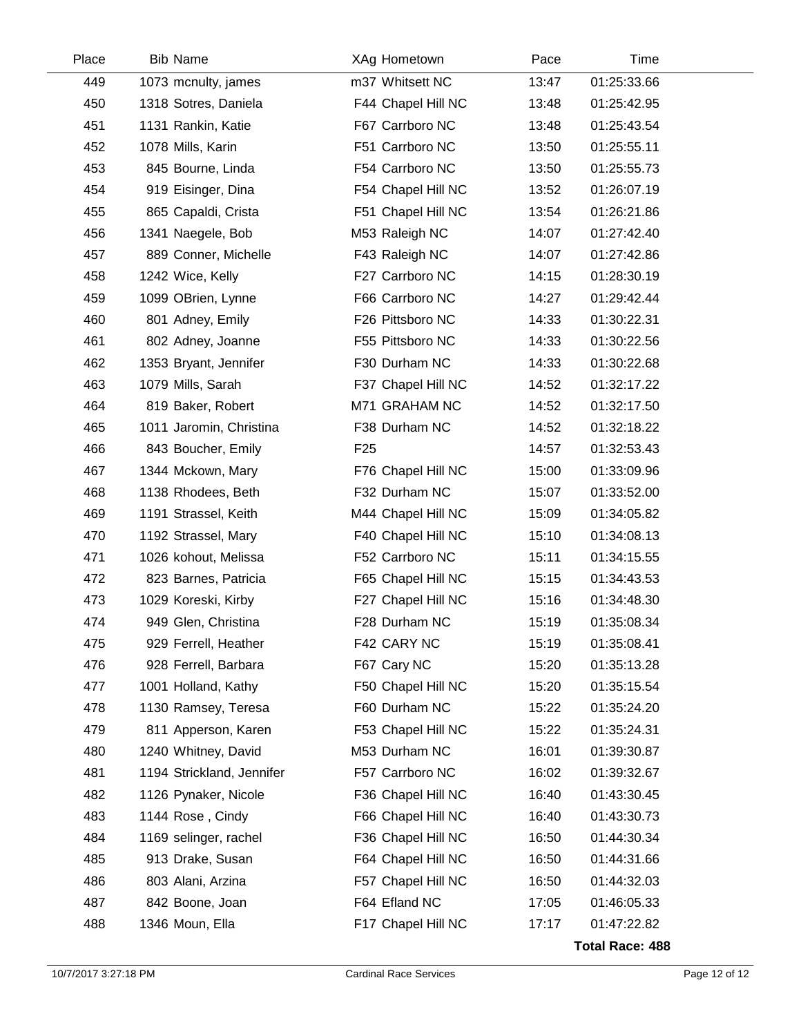| Place | Bib | Name | XAg | Hometown | Pace | Time |
|---|---|---|---|---|---|---|
| 449 | 1073 | mcnulty, james | m37 | Whitsett NC | 13:47 | 01:25:33.66 |
| 450 | 1318 | Sotres, Daniela | F44 | Chapel Hill NC | 13:48 | 01:25:42.95 |
| 451 | 1131 | Rankin, Katie | F67 | Carrboro NC | 13:48 | 01:25:43.54 |
| 452 | 1078 | Mills, Karin | F51 | Carrboro NC | 13:50 | 01:25:55.11 |
| 453 | 845 | Bourne, Linda | F54 | Carrboro NC | 13:50 | 01:25:55.73 |
| 454 | 919 | Eisinger, Dina | F54 | Chapel Hill NC | 13:52 | 01:26:07.19 |
| 455 | 865 | Capaldi, Crista | F51 | Chapel Hill NC | 13:54 | 01:26:21.86 |
| 456 | 1341 | Naegele, Bob | M53 | Raleigh NC | 14:07 | 01:27:42.40 |
| 457 | 889 | Conner, Michelle | F43 | Raleigh NC | 14:07 | 01:27:42.86 |
| 458 | 1242 | Wice, Kelly | F27 | Carrboro NC | 14:15 | 01:28:30.19 |
| 459 | 1099 | OBrien, Lynne | F66 | Carrboro NC | 14:27 | 01:29:42.44 |
| 460 | 801 | Adney, Emily | F26 | Pittsboro NC | 14:33 | 01:30:22.31 |
| 461 | 802 | Adney, Joanne | F55 | Pittsboro NC | 14:33 | 01:30:22.56 |
| 462 | 1353 | Bryant, Jennifer | F30 | Durham NC | 14:33 | 01:30:22.68 |
| 463 | 1079 | Mills, Sarah | F37 | Chapel Hill NC | 14:52 | 01:32:17.22 |
| 464 | 819 | Baker, Robert | M71 | GRAHAM NC | 14:52 | 01:32:17.50 |
| 465 | 1011 | Jaromin, Christina | F38 | Durham NC | 14:52 | 01:32:18.22 |
| 466 | 843 | Boucher, Emily | F25 | | 14:57 | 01:32:53.43 |
| 467 | 1344 | Mckown, Mary | F76 | Chapel Hill NC | 15:00 | 01:33:09.96 |
| 468 | 1138 | Rhodees, Beth | F32 | Durham NC | 15:07 | 01:33:52.00 |
| 469 | 1191 | Strassel, Keith | M44 | Chapel Hill NC | 15:09 | 01:34:05.82 |
| 470 | 1192 | Strassel, Mary | F40 | Chapel Hill NC | 15:10 | 01:34:08.13 |
| 471 | 1026 | kohout, Melissa | F52 | Carrboro NC | 15:11 | 01:34:15.55 |
| 472 | 823 | Barnes, Patricia | F65 | Chapel Hill NC | 15:15 | 01:34:43.53 |
| 473 | 1029 | Koreski, Kirby | F27 | Chapel Hill NC | 15:16 | 01:34:48.30 |
| 474 | 949 | Glen, Christina | F28 | Durham NC | 15:19 | 01:35:08.34 |
| 475 | 929 | Ferrell, Heather | F42 | CARY NC | 15:19 | 01:35:08.41 |
| 476 | 928 | Ferrell, Barbara | F67 | Cary NC | 15:20 | 01:35:13.28 |
| 477 | 1001 | Holland, Kathy | F50 | Chapel Hill NC | 15:20 | 01:35:15.54 |
| 478 | 1130 | Ramsey, Teresa | F60 | Durham NC | 15:22 | 01:35:24.20 |
| 479 | 811 | Apperson, Karen | F53 | Chapel Hill NC | 15:22 | 01:35:24.31 |
| 480 | 1240 | Whitney, David | M53 | Durham NC | 16:01 | 01:39:30.87 |
| 481 | 1194 | Strickland, Jennifer | F57 | Carrboro NC | 16:02 | 01:39:32.67 |
| 482 | 1126 | Pynaker, Nicole | F36 | Chapel Hill NC | 16:40 | 01:43:30.45 |
| 483 | 1144 | Rose , Cindy | F66 | Chapel Hill NC | 16:40 | 01:43:30.73 |
| 484 | 1169 | selinger, rachel | F36 | Chapel Hill NC | 16:50 | 01:44:30.34 |
| 485 | 913 | Drake, Susan | F64 | Chapel Hill NC | 16:50 | 01:44:31.66 |
| 486 | 803 | Alani, Arzina | F57 | Chapel Hill NC | 16:50 | 01:44:32.03 |
| 487 | 842 | Boone, Joan | F64 | Efland NC | 17:05 | 01:46:05.33 |
| 488 | 1346 | Moun, Ella | F17 | Chapel Hill NC | 17:17 | 01:47:22.82 |

**Total Race: 488**

10/7/2017 3:27:18 PM Cardinal Race Services